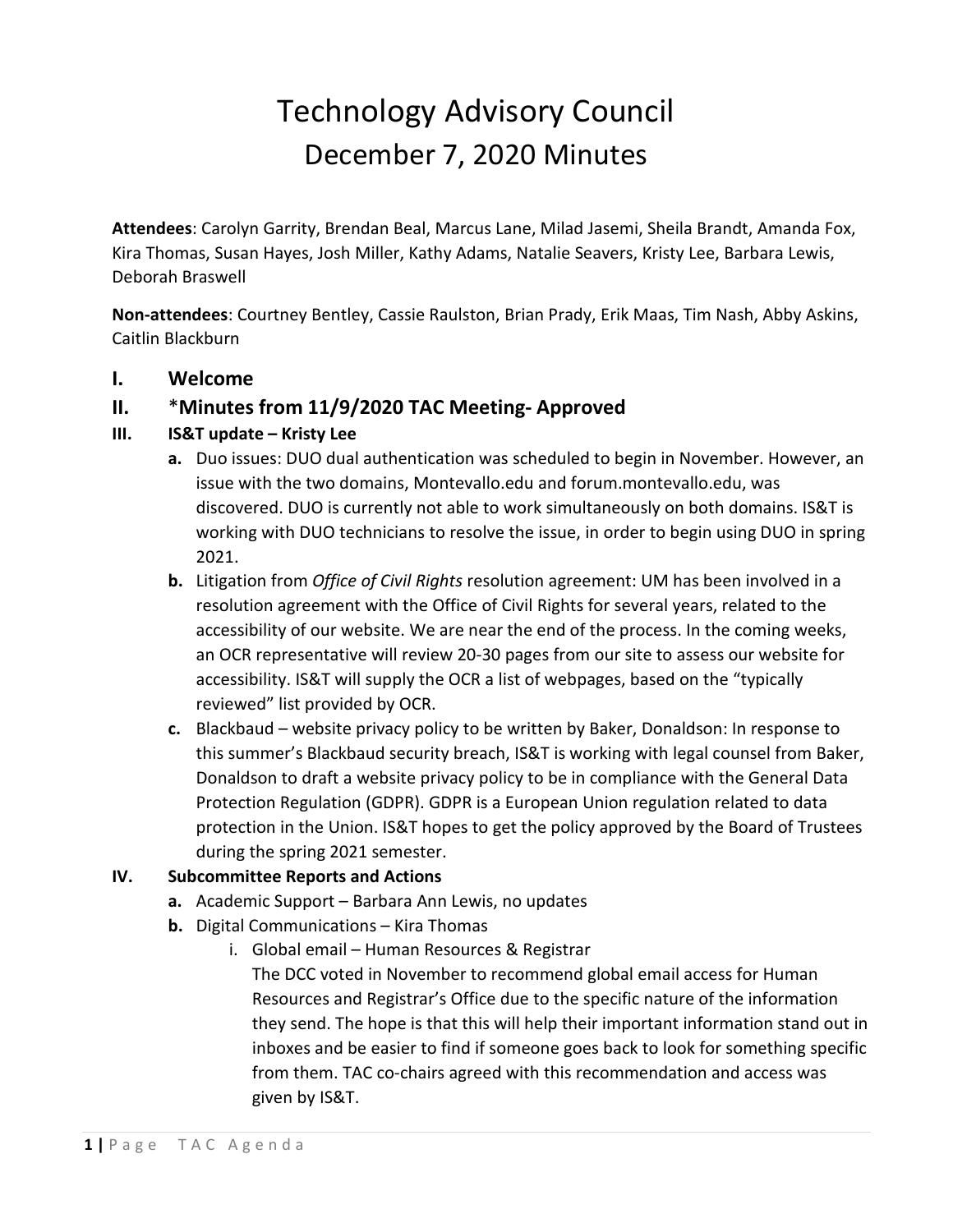# Technology Advisory Council
## December 7, 2020 Minutes

**Attendees**: Carolyn Garrity, Brendan Beal, Marcus Lane, Milad Jasemi, Sheila Brandt, Amanda Fox, Kira Thomas, Susan Hayes, Josh Miller, Kathy Adams, Natalie Seavers, Kristy Lee, Barbara Lewis, Deborah Braswell

**Non-attendees**: Courtney Bentley, Cassie Raulston, Brian Prady, Erik Maas, Tim Nash, Abby Askins, Caitlin Blackburn

### I. Welcome

### II. *Minutes from 11/9/2020 TAC Meeting- Approved

#### III. IS&T update – Kristy Lee

- **a.** Duo issues: DUO dual authentication was scheduled to begin in November. However, an issue with the two domains, Montevallo.edu and forum.montevallo.edu, was discovered. DUO is currently not able to work simultaneously on both domains. IS&T is working with DUO technicians to resolve the issue, in order to begin using DUO in spring 2021.
- **b.** Litigation from *Office of Civil Rights* resolution agreement: UM has been involved in a resolution agreement with the Office of Civil Rights for several years, related to the accessibility of our website. We are near the end of the process. In the coming weeks, an OCR representative will review 20-30 pages from our site to assess our website for accessibility. IS&T will supply the OCR a list of webpages, based on the "typically reviewed" list provided by OCR.
- **c.** Blackbaud – website privacy policy to be written by Baker, Donaldson: In response to this summer's Blackbaud security breach, IS&T is working with legal counsel from Baker, Donaldson to draft a website privacy policy to be in compliance with the General Data Protection Regulation (GDPR). GDPR is a European Union regulation related to data protection in the Union. IS&T hopes to get the policy approved by the Board of Trustees during the spring 2021 semester.

#### IV. Subcommittee Reports and Actions

- **a.** Academic Support – Barbara Ann Lewis, no updates
- **b.** Digital Communications – Kira Thomas
  - i. Global email – Human Resources & Registrar
    The DCC voted in November to recommend global email access for Human Resources and Registrar's Office due to the specific nature of the information they send. The hope is that this will help their important information stand out in inboxes and be easier to find if someone goes back to look for something specific from them. TAC co-chairs agreed with this recommendation and access was given by IS&T.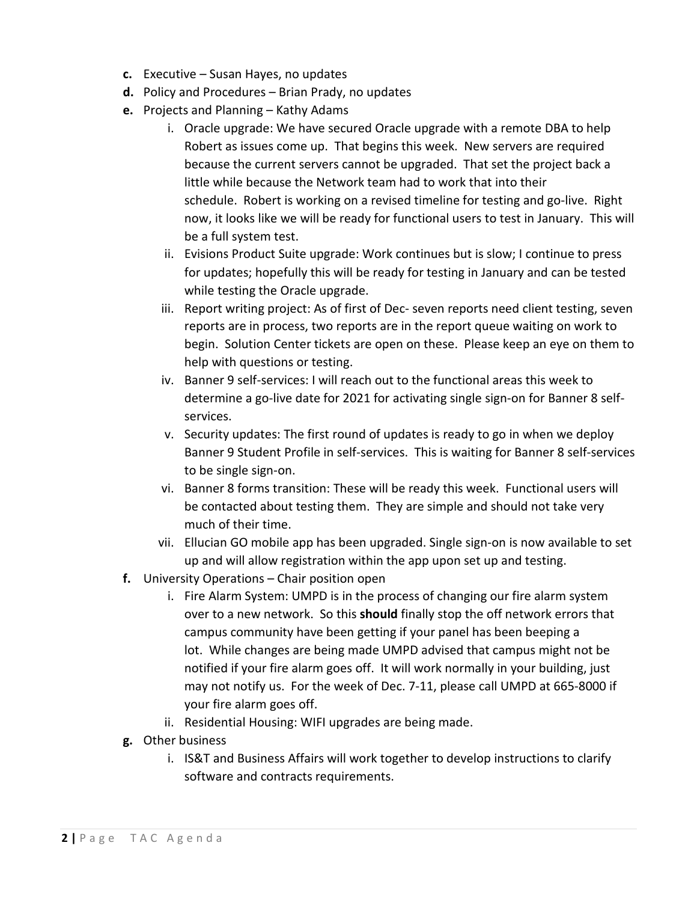- **c.** Executive – Susan Hayes, no updates
- **d.** Policy and Procedures – Brian Prady, no updates
- **e.** Projects and Planning – Kathy Adams
  - i. Oracle upgrade: We have secured Oracle upgrade with a remote DBA to help Robert as issues come up. That begins this week. New servers are required because the current servers cannot be upgraded. That set the project back a little while because the Network team had to work that into their schedule. Robert is working on a revised timeline for testing and go-live. Right now, it looks like we will be ready for functional users to test in January. This will be a full system test.
  - ii. Evisions Product Suite upgrade: Work continues but is slow; I continue to press for updates; hopefully this will be ready for testing in January and can be tested while testing the Oracle upgrade.
  - iii. Report writing project: As of first of Dec- seven reports need client testing, seven reports are in process, two reports are in the report queue waiting on work to begin. Solution Center tickets are open on these. Please keep an eye on them to help with questions or testing.
  - iv. Banner 9 self-services: I will reach out to the functional areas this week to determine a go-live date for 2021 for activating single sign-on for Banner 8 self-services.
  - v. Security updates: The first round of updates is ready to go in when we deploy Banner 9 Student Profile in self-services. This is waiting for Banner 8 self-services to be single sign-on.
  - vi. Banner 8 forms transition: These will be ready this week. Functional users will be contacted about testing them. They are simple and should not take very much of their time.
  - vii. Ellucian GO mobile app has been upgraded. Single sign-on is now available to set up and will allow registration within the app upon set up and testing.
- **f.** University Operations – Chair position open
  - i. Fire Alarm System: UMPD is in the process of changing our fire alarm system over to a new network. So this **should** finally stop the off network errors that campus community have been getting if your panel has been beeping a lot. While changes are being made UMPD advised that campus might not be notified if your fire alarm goes off. It will work normally in your building, just may not notify us. For the week of Dec. 7-11, please call UMPD at 665-8000 if your fire alarm goes off.
  - ii. Residential Housing: WIFI upgrades are being made.
- **g.** Other business
  - i. IS&T and Business Affairs will work together to develop instructions to clarify software and contracts requirements.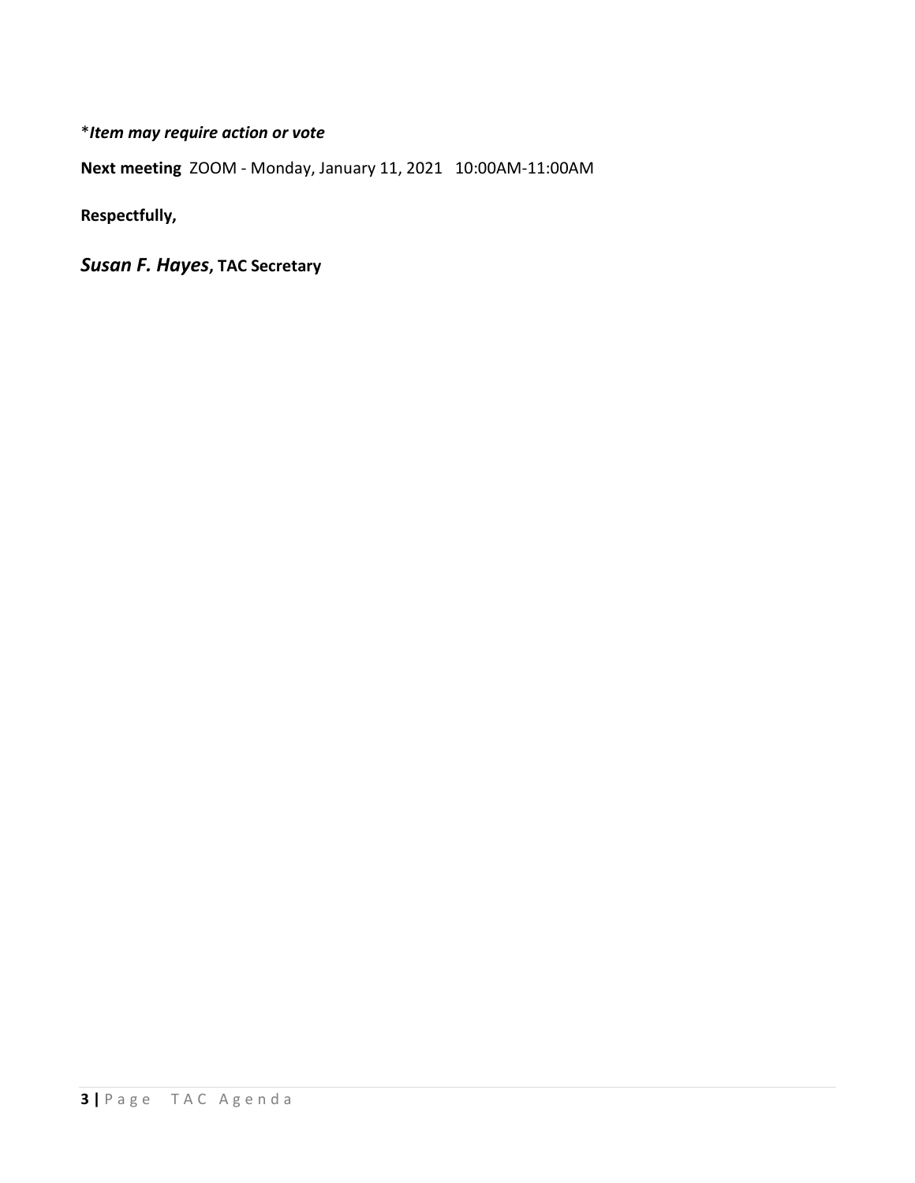**Item may require action or vote*

**Next meeting** ZOOM - Monday, January 11, 2021 10:00AM-11:00AM

**Respectfully,**

***Susan F. Hayes*, TAC Secretary**